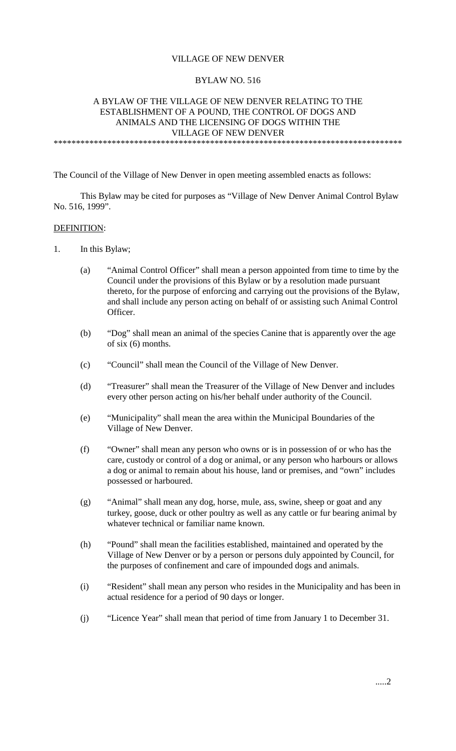VILLAGE OF NEW DENVER

BYLAW NO. 516

A BYLAW OF THE VILLAGE OF NEW DENVER RELATING TO THE ESTABLISHMENT OF A POUND, THE CONTROL OF DOGS AND ANIMALS AND THE LICENSING OF DOGS WITHIN THE VILLAGE OF NEW DENVER

*******************************************************************************

The Council of the Village of New Denver in open meeting assembled enacts as follows:

This Bylaw may be cited for purposes as "Village of New Denver Animal Control Bylaw No. 516, 1999".

DEFINITION:

1. In this Bylaw;

   (a) "Animal Control Officer" shall mean a person appointed from time to time by the Council under the provisions of this Bylaw or by a resolution made pursuant thereto, for the purpose of enforcing and carrying out the provisions of the Bylaw, and shall include any person acting on behalf of or assisting such Animal Control Officer.

   (b) "Dog" shall mean an animal of the species Canine that is apparently over the age of six (6) months.

   (c) "Council" shall mean the Council of the Village of New Denver.

   (d) "Treasurer" shall mean the Treasurer of the Village of New Denver and includes every other person acting on his/her behalf under authority of the Council.

   (e) "Municipality" shall mean the area within the Municipal Boundaries of the Village of New Denver.

   (f) "Owner" shall mean any person who owns or is in possession of or who has the care, custody or control of a dog or animal, or any person who harbours or allows a dog or animal to remain about his house, land or premises, and "own" includes possessed or harboured.

   (g) "Animal" shall mean any dog, horse, mule, ass, swine, sheep or goat and any turkey, goose, duck or other poultry as well as any cattle or fur bearing animal by whatever technical or familiar name known.

   (h) "Pound" shall mean the facilities established, maintained and operated by the Village of New Denver or by a person or persons duly appointed by Council, for the purposes of confinement and care of impounded dogs and animals.

   (i) "Resident" shall mean any person who resides in the Municipality and has been in actual residence for a period of 90 days or longer.

   (j) "Licence Year" shall mean that period of time from January 1 to December 31.

.....2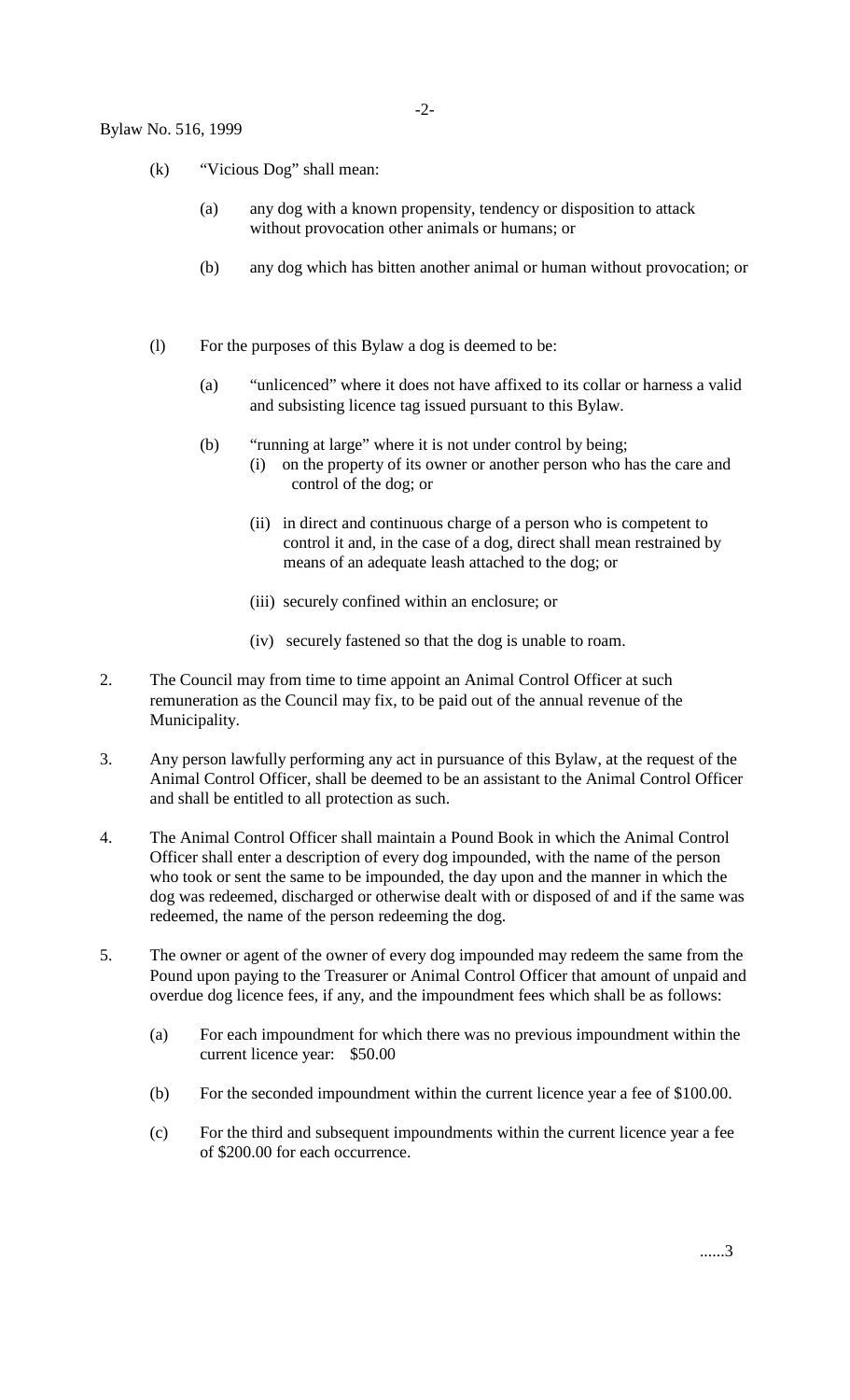Bylaw No. 516, 1999

(k) “Vicious Dog” shall mean:

(a) any dog with a known propensity, tendency or disposition to attack without provocation other animals or humans; or

(b) any dog which has bitten another animal or human without provocation; or

(l) For the purposes of this Bylaw a dog is deemed to be:

(a) “unlicenced” where it does not have affixed to its collar or harness a valid and subsisting licence tag issued pursuant to this Bylaw.

(b) “running at large” where it is not under control by being;

(i) on the property of its owner or another person who has the care and control of the dog; or

(ii) in direct and continuous charge of a person who is competent to control it and, in the case of a dog, direct shall mean restrained by means of an adequate leash attached to the dog; or

(iii) securely confined within an enclosure; or

(iv) securely fastened so that the dog is unable to roam.

2. The Council may from time to time appoint an Animal Control Officer at such remuneration as the Council may fix, to be paid out of the annual revenue of the Municipality.

3. Any person lawfully performing any act in pursuance of this Bylaw, at the request of the Animal Control Officer, shall be deemed to be an assistant to the Animal Control Officer and shall be entitled to all protection as such.

4. The Animal Control Officer shall maintain a Pound Book in which the Animal Control Officer shall enter a description of every dog impounded, with the name of the person who took or sent the same to be impounded, the day upon and the manner in which the dog was redeemed, discharged or otherwise dealt with or disposed of and if the same was redeemed, the name of the person redeeming the dog.

5. The owner or agent of the owner of every dog impounded may redeem the same from the Pound upon paying to the Treasurer or Animal Control Officer that amount of unpaid and overdue dog licence fees, if any, and the impoundment fees which shall be as follows:

(a) For each impoundment for which there was no previous impoundment within the current licence year: $50.00

(b) For the seconded impoundment within the current licence year a fee of $100.00.

(c) For the third and subsequent impoundments within the current licence year a fee of $200.00 for each occurrence.

......3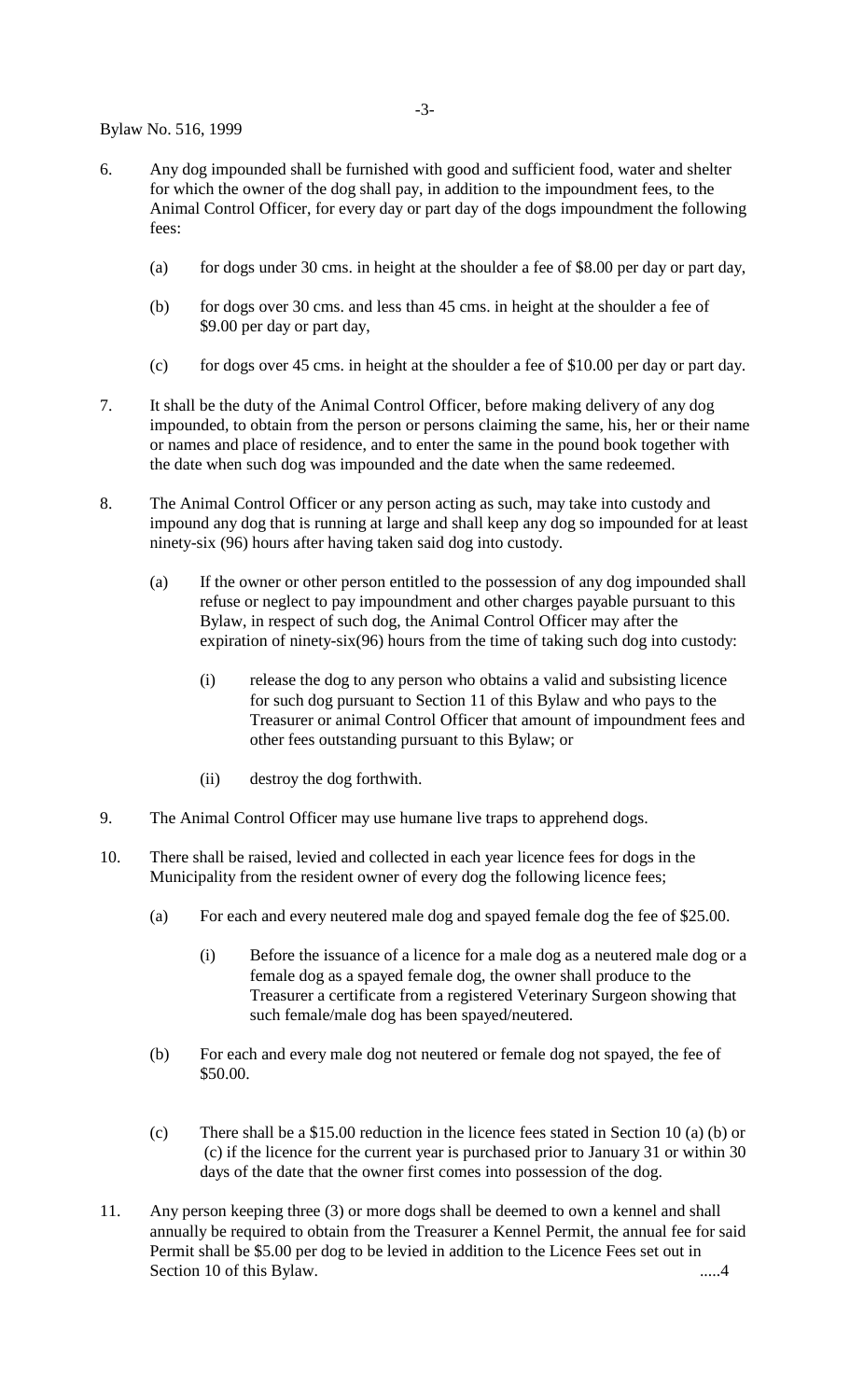6. Any dog impounded shall be furnished with good and sufficient food, water and shelter for which the owner of the dog shall pay, in addition to the impoundment fees, to the Animal Control Officer, for every day or part day of the dogs impoundment the following fees:

   (a) for dogs under 30 cms. in height at the shoulder a fee of $8.00 per day or part day,

   (b) for dogs over 30 cms. and less than 45 cms. in height at the shoulder a fee of $9.00 per day or part day,

   (c) for dogs over 45 cms. in height at the shoulder a fee of $10.00 per day or part day.

7. It shall be the duty of the Animal Control Officer, before making delivery of any dog impounded, to obtain from the person or persons claiming the same, his, her or their name or names and place of residence, and to enter the same in the pound book together with the date when such dog was impounded and the date when the same redeemed.

8. The Animal Control Officer or any person acting as such, may take into custody and impound any dog that is running at large and shall keep any dog so impounded for at least ninety-six (96) hours after having taken said dog into custody.

   (a) If the owner or other person entitled to the possession of any dog impounded shall refuse or neglect to pay impoundment and other charges payable pursuant to this Bylaw, in respect of such dog, the Animal Control Officer may after the expiration of ninety-six(96) hours from the time of taking such dog into custody:

      (i) release the dog to any person who obtains a valid and subsisting licence for such dog pursuant to Section 11 of this Bylaw and who pays to the Treasurer or animal Control Officer that amount of impoundment fees and other fees outstanding pursuant to this Bylaw; or

      (ii) destroy the dog forthwith.

9. The Animal Control Officer may use humane live traps to apprehend dogs.

10. There shall be raised, levied and collected in each year licence fees for dogs in the Municipality from the resident owner of every dog the following licence fees;

   (a) For each and every neutered male dog and spayed female dog the fee of $25.00.

      (i) Before the issuance of a licence for a male dog as a neutered male dog or a female dog as a spayed female dog, the owner shall produce to the Treasurer a certificate from a registered Veterinary Surgeon showing that such female/male dog has been spayed/neutered.

   (b) For each and every male dog not neutered or female dog not spayed, the fee of $50.00.

   (c) There shall be a $15.00 reduction in the licence fees stated in Section 10 (a) (b) or (c) if the licence for the current year is purchased prior to January 31 or within 30 days of the date that the owner first comes into possession of the dog.

11. Any person keeping three (3) or more dogs shall be deemed to own a kennel and shall annually be required to obtain from the Treasurer a Kennel Permit, the annual fee for said Permit shall be $5.00 per dog to be levied in addition to the Licence Fees set out in Section 10 of this Bylaw.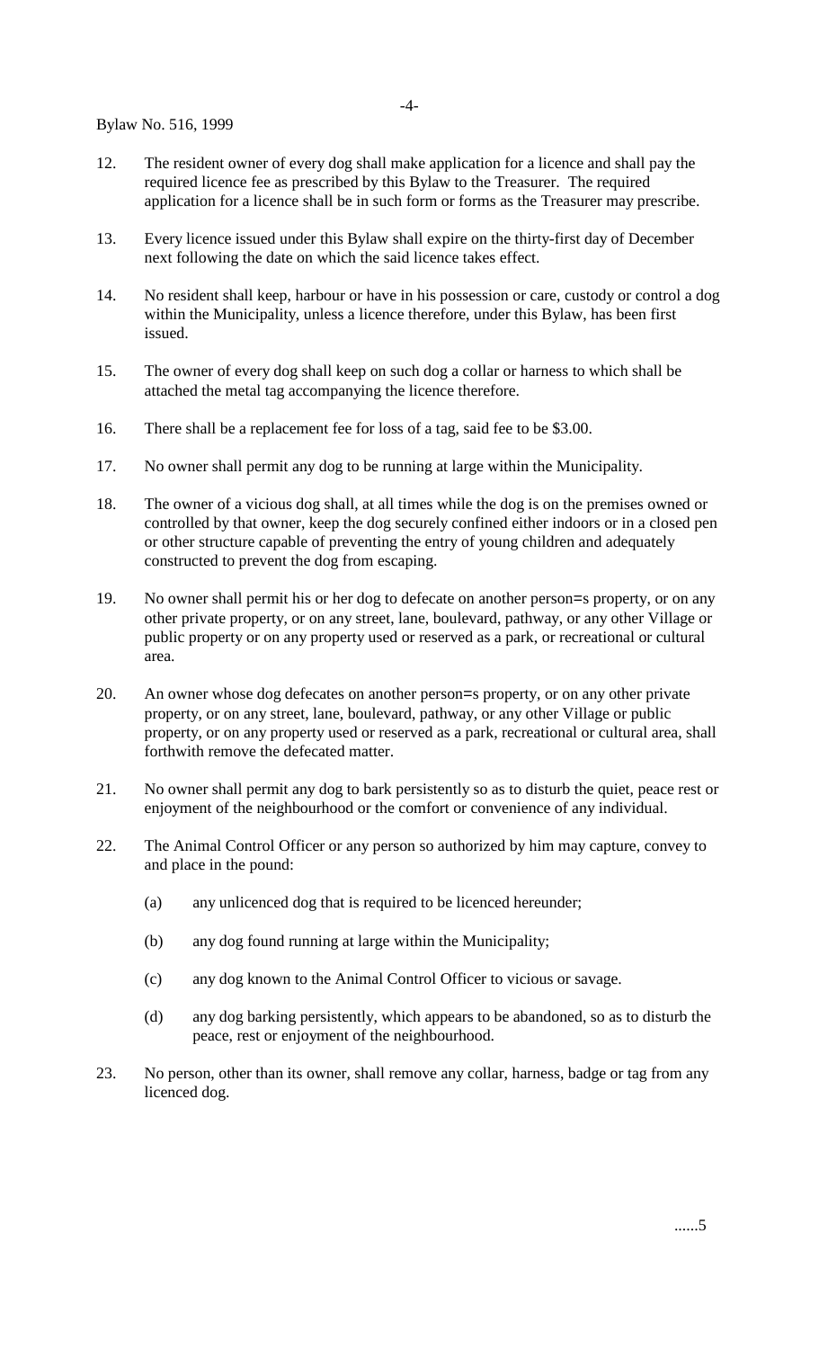12. The resident owner of every dog shall make application for a licence and shall pay the required licence fee as prescribed by this Bylaw to the Treasurer. The required application for a licence shall be in such form or forms as the Treasurer may prescribe.

13. Every licence issued under this Bylaw shall expire on the thirty-first day of December next following the date on which the said licence takes effect.

14. No resident shall keep, harbour or have in his possession or care, custody or control a dog within the Municipality, unless a licence therefore, under this Bylaw, has been first issued.

15. The owner of every dog shall keep on such dog a collar or harness to which shall be attached the metal tag accompanying the licence therefore.

16. There shall be a replacement fee for loss of a tag, said fee to be $3.00.

17. No owner shall permit any dog to be running at large within the Municipality.

18. The owner of a vicious dog shall, at all times while the dog is on the premises owned or controlled by that owner, keep the dog securely confined either indoors or in a closed pen or other structure capable of preventing the entry of young children and adequately constructed to prevent the dog from escaping.

19. No owner shall permit his or her dog to defecate on another person=s property, or on any other private property, or on any street, lane, boulevard, pathway, or any other Village or public property or on any property used or reserved as a park, or recreational or cultural area.

20. An owner whose dog defecates on another person=s property, or on any other private property, or on any street, lane, boulevard, pathway, or any other Village or public property, or on any property used or reserved as a park, recreational or cultural area, shall forthwith remove the defecated matter.

21. No owner shall permit any dog to bark persistently so as to disturb the quiet, peace rest or enjoyment of the neighbourhood or the comfort or convenience of any individual.

22. The Animal Control Officer or any person so authorized by him may capture, convey to and place in the pound:

    (a) any unlicenced dog that is required to be licenced hereunder;

    (b) any dog found running at large within the Municipality;

    (c) any dog known to the Animal Control Officer to vicious or savage.

    (d) any dog barking persistently, which appears to be abandoned, so as to disturb the peace, rest or enjoyment of the neighbourhood.

23. No person, other than its owner, shall remove any collar, harness, badge or tag from any licenced dog.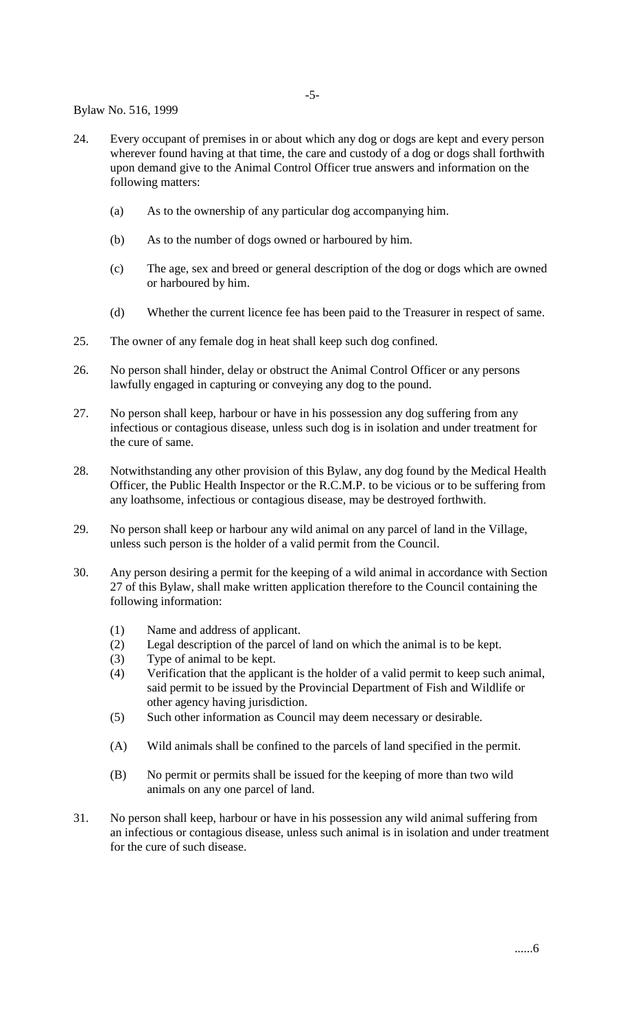24. Every occupant of premises in or about which any dog or dogs are kept and every person wherever found having at that time, the care and custody of a dog or dogs shall forthwith upon demand give to the Animal Control Officer true answers and information on the following matters:

    (a) As to the ownership of any particular dog accompanying him.

    (b) As to the number of dogs owned or harboured by him.

    (c) The age, sex and breed or general description of the dog or dogs which are owned or harboured by him.

    (d) Whether the current licence fee has been paid to the Treasurer in respect of same.

25. The owner of any female dog in heat shall keep such dog confined.

26. No person shall hinder, delay or obstruct the Animal Control Officer or any persons lawfully engaged in capturing or conveying any dog to the pound.

27. No person shall keep, harbour or have in his possession any dog suffering from any infectious or contagious disease, unless such dog is in isolation and under treatment for the cure of same.

28. Notwithstanding any other provision of this Bylaw, any dog found by the Medical Health Officer, the Public Health Inspector or the R.C.M.P. to be vicious or to be suffering from any loathsome, infectious or contagious disease, may be destroyed forthwith.

29. No person shall keep or harbour any wild animal on any parcel of land in the Village, unless such person is the holder of a valid permit from the Council.

30. Any person desiring a permit for the keeping of a wild animal in accordance with Section 27 of this Bylaw, shall make written application therefore to the Council containing the following information:

    (1) Name and address of applicant.
    (2) Legal description of the parcel of land on which the animal is to be kept.
    (3) Type of animal to be kept.
    (4) Verification that the applicant is the holder of a valid permit to keep such animal, said permit to be issued by the Provincial Department of Fish and Wildlife or other agency having jurisdiction.
    (5) Such other information as Council may deem necessary or desirable.

    (A) Wild animals shall be confined to the parcels of land specified in the permit.

    (B) No permit or permits shall be issued for the keeping of more than two wild animals on any one parcel of land.

31. No person shall keep, harbour or have in his possession any wild animal suffering from an infectious or contagious disease, unless such animal is in isolation and under treatment for the cure of such disease.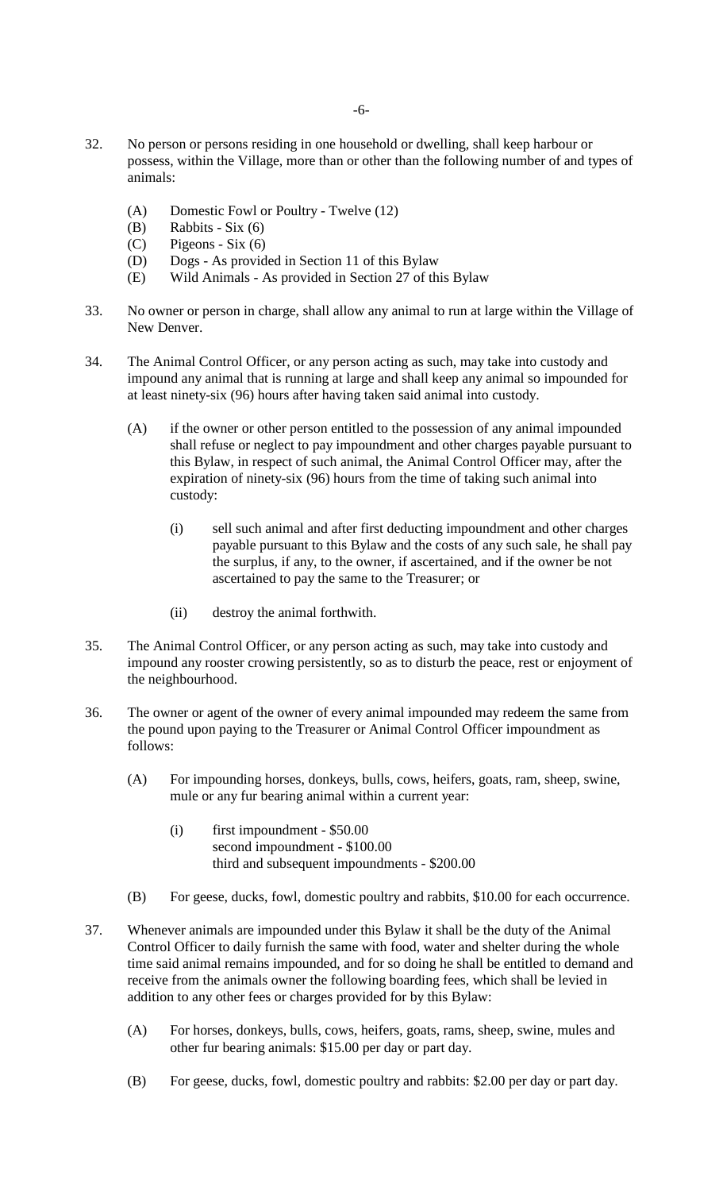32. No person or persons residing in one household or dwelling, shall keep harbour or possess, within the Village, more than or other than the following number of and types of animals:

    (A) Domestic Fowl or Poultry - Twelve (12)
    (B) Rabbits - Six (6)
    (C) Pigeons - Six (6)
    (D) Dogs - As provided in Section 11 of this Bylaw
    (E) Wild Animals - As provided in Section 27 of this Bylaw

33. No owner or person in charge, shall allow any animal to run at large within the Village of New Denver.

34. The Animal Control Officer, or any person acting as such, may take into custody and impound any animal that is running at large and shall keep any animal so impounded for at least ninety-six (96) hours after having taken said animal into custody.

    (A) if the owner or other person entitled to the possession of any animal impounded shall refuse or neglect to pay impoundment and other charges payable pursuant to this Bylaw, in respect of such animal, the Animal Control Officer may, after the expiration of ninety-six (96) hours from the time of taking such animal into custody:

        (i) sell such animal and after first deducting impoundment and other charges payable pursuant to this Bylaw and the costs of any such sale, he shall pay the surplus, if any, to the owner, if ascertained, and if the owner be not ascertained to pay the same to the Treasurer; or

        (ii) destroy the animal forthwith.

35. The Animal Control Officer, or any person acting as such, may take into custody and impound any rooster crowing persistently, so as to disturb the peace, rest or enjoyment of the neighbourhood.

36. The owner or agent of the owner of every animal impounded may redeem the same from the pound upon paying to the Treasurer or Animal Control Officer impoundment as follows:

    (A) For impounding horses, donkeys, bulls, cows, heifers, goats, ram, sheep, swine, mule or any fur bearing animal within a current year:

        (i) first impoundment - $50.00
            second impoundment - $100.00
            third and subsequent impoundments - $200.00

    (B) For geese, ducks, fowl, domestic poultry and rabbits, $10.00 for each occurrence.

37. Whenever animals are impounded under this Bylaw it shall be the duty of the Animal Control Officer to daily furnish the same with food, water and shelter during the whole time said animal remains impounded, and for so doing he shall be entitled to demand and receive from the animals owner the following boarding fees, which shall be levied in addition to any other fees or charges provided for by this Bylaw:

    (A) For horses, donkeys, bulls, cows, heifers, goats, rams, sheep, swine, mules and other fur bearing animals: $15.00 per day or part day.

    (B) For geese, ducks, fowl, domestic poultry and rabbits: $2.00 per day or part day.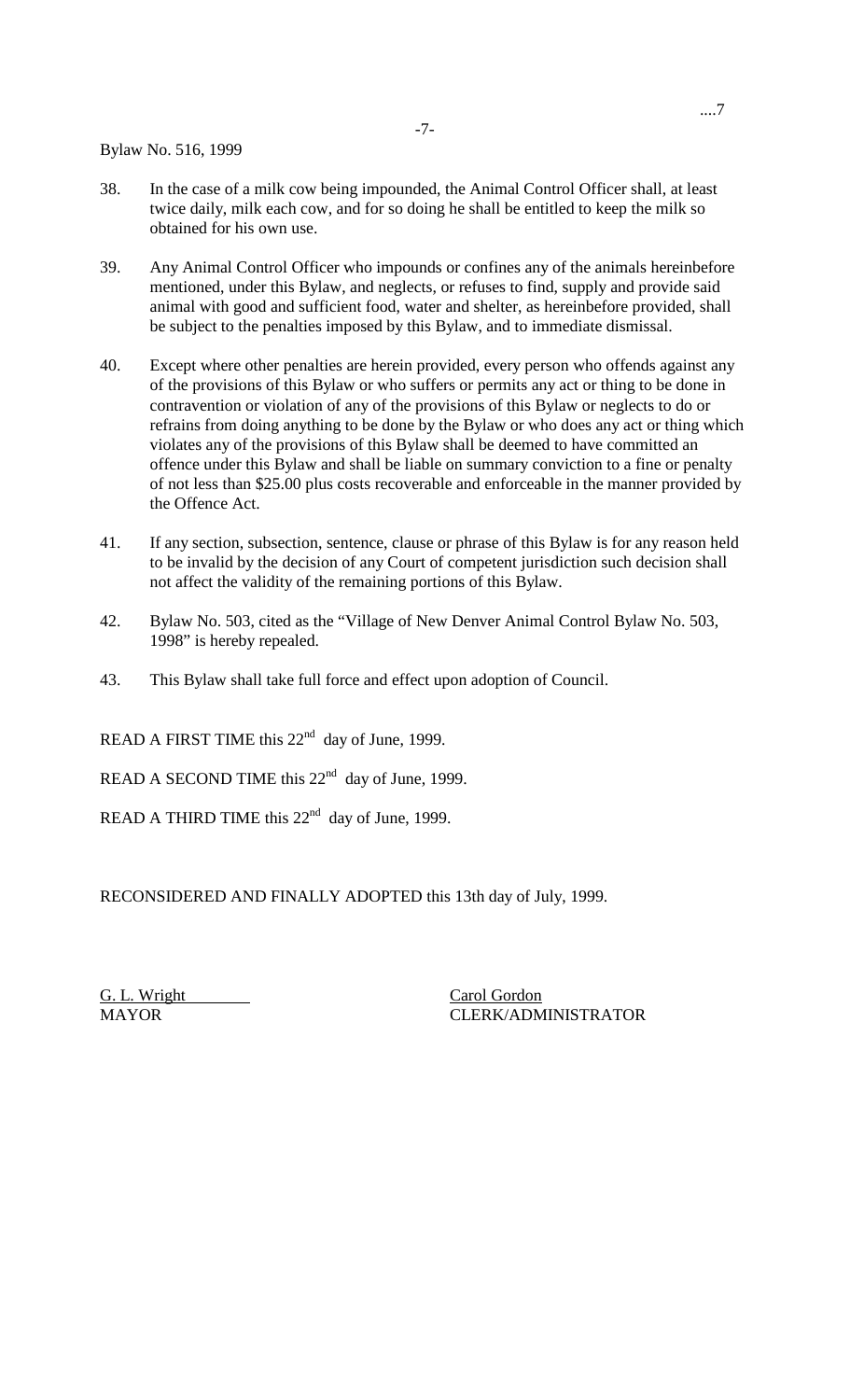38. In the case of a milk cow being impounded, the Animal Control Officer shall, at least twice daily, milk each cow, and for so doing he shall be entitled to keep the milk so obtained for his own use.

39. Any Animal Control Officer who impounds or confines any of the animals hereinbefore mentioned, under this Bylaw, and neglects, or refuses to find, supply and provide said animal with good and sufficient food, water and shelter, as hereinbefore provided, shall be subject to the penalties imposed by this Bylaw, and to immediate dismissal.

40. Except where other penalties are herein provided, every person who offends against any of the provisions of this Bylaw or who suffers or permits any act or thing to be done in contravention or violation of any of the provisions of this Bylaw or neglects to do or refrains from doing anything to be done by the Bylaw or who does any act or thing which violates any of the provisions of this Bylaw shall be deemed to have committed an offence under this Bylaw and shall be liable on summary conviction to a fine or penalty of not less than $25.00 plus costs recoverable and enforceable in the manner provided by the Offence Act.

41. If any section, subsection, sentence, clause or phrase of this Bylaw is for any reason held to be invalid by the decision of any Court of competent jurisdiction such decision shall not affect the validity of the remaining portions of this Bylaw.

42. Bylaw No. 503, cited as the "Village of New Denver Animal Control Bylaw No. 503, 1998" is hereby repealed.

43. This Bylaw shall take full force and effect upon adoption of Council.

READ A FIRST TIME this 22nd day of June, 1999.

READ A SECOND TIME this 22nd day of June, 1999.

READ A THIRD TIME this 22nd day of June, 1999.

RECONSIDERED AND FINALLY ADOPTED this 13th day of July, 1999.

G. L. Wright
MAYOR

Carol Gordon
CLERK/ADMINISTRATOR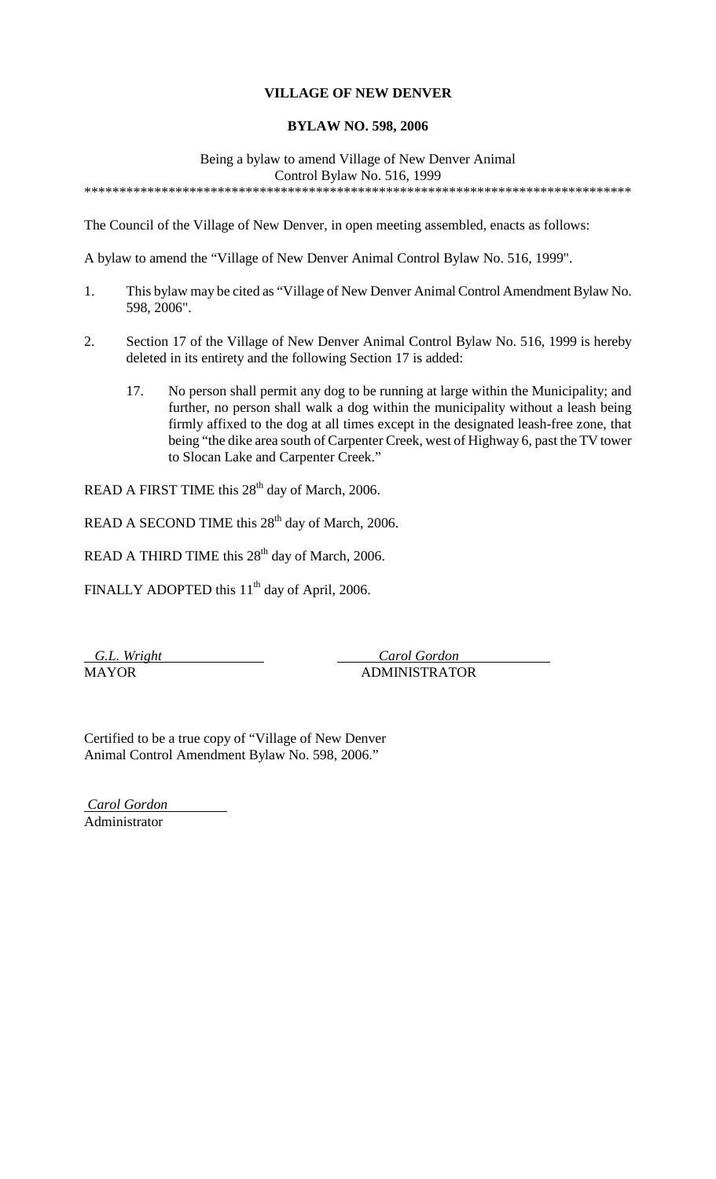**VILLAGE OF NEW DENVER**

**BYLAW NO. 598, 2006**

Being a bylaw to amend Village of New Denver Animal Control Bylaw No. 516, 1999

*******************************************************************************

The Council of the Village of New Denver, in open meeting assembled, enacts as follows:

A bylaw to amend the "Village of New Denver Animal Control Bylaw No. 516, 1999".

1. This bylaw may be cited as "Village of New Denver Animal Control Amendment Bylaw No. 598, 2006".

2. Section 17 of the Village of New Denver Animal Control Bylaw No. 516, 1999 is hereby deleted in its entirety and the following Section 17 is added:

   17. No person shall permit any dog to be running at large within the Municipality; and further, no person shall walk a dog within the municipality without a leash being firmly affixed to the dog at all times except in the designated leash-free zone, that being "the dike area south of Carpenter Creek, west of Highway 6, past the TV tower to Slocan Lake and Carpenter Creek."

READ A FIRST TIME this 28th day of March, 2006.

READ A SECOND TIME this 28th day of March, 2006.

READ A THIRD TIME this 28th day of March, 2006.

FINALLY ADOPTED this 11th day of April, 2006.

*G.L. Wright*
MAYOR

*Carol Gordon*
ADMINISTRATOR

Certified to be a true copy of "Village of New Denver Animal Control Amendment Bylaw No. 598, 2006."

*Carol Gordon*
Administrator